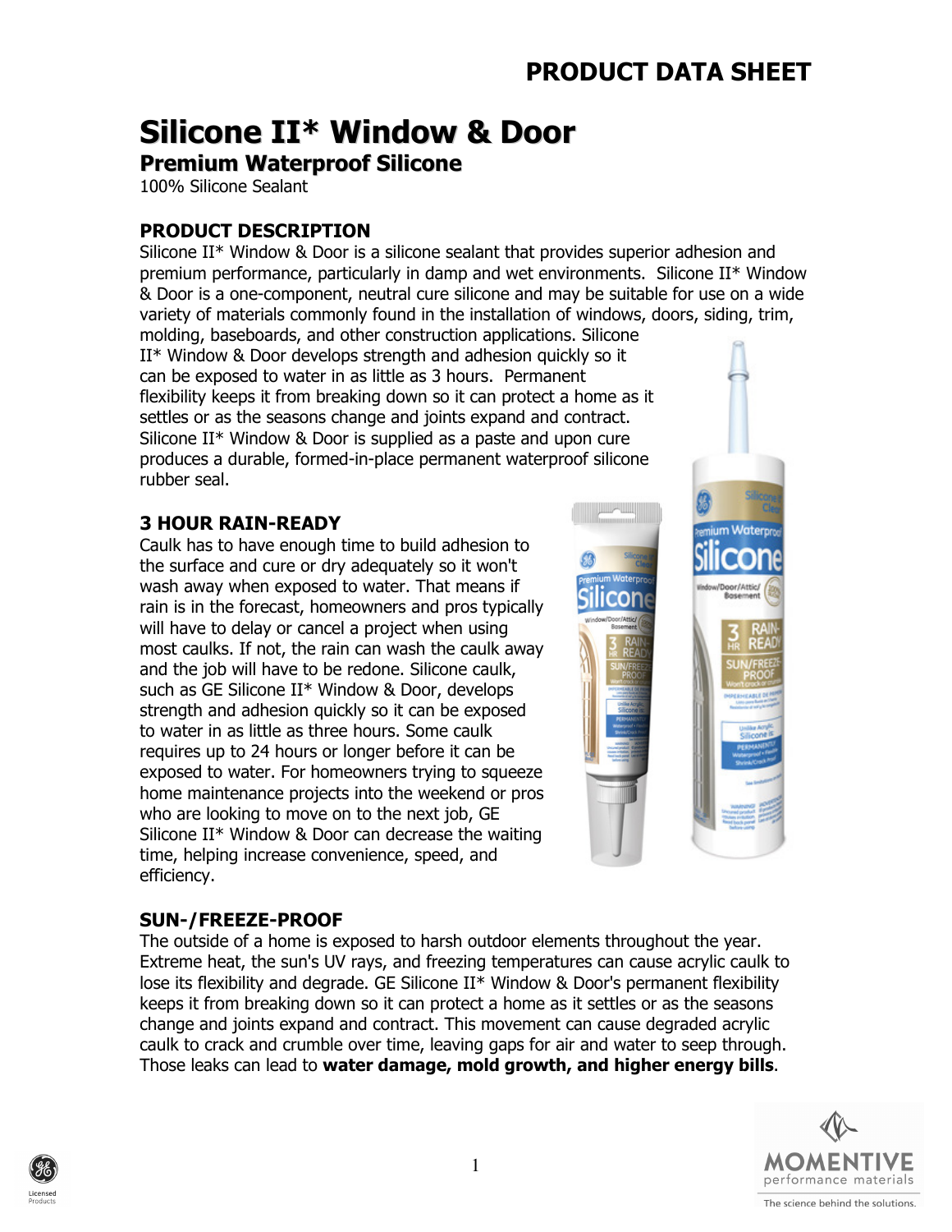# PRODUCT DATA SHEET

# Silicone II* Window & Door

## Premium Waterproof Silicone

100% Silicone Sealant

### PRODUCT DESCRIPTION

Silicone II* Window & Door is a silicone sealant that provides superior adhesion and premium performance, particularly in damp and wet environments. Silicone II* Window & Door is a one-component, neutral cure silicone and may be suitable for use on a wide variety of materials commonly found in the installation of windows, doors, siding, trim, molding, baseboards, and other construction applications. Silicone II* Window & Door develops strength and adhesion quickly so it can be exposed to water in as little as 3 hours. Permanent flexibility keeps it from breaking down so it can protect a home as it settles or as the seasons change and joints expand and contract. Silicone II* Window & Door is supplied as a paste and upon cure produces a durable, formed-in-place permanent waterproof silicone rubber seal.

### 3 HOUR RAIN-READY

Caulk has to have enough time to build adhesion to the surface and cure or dry adequately so it won't wash away when exposed to water. That means if rain is in the forecast, homeowners and pros typically will have to delay or cancel a project when using most caulks. If not, the rain can wash the caulk away and the job will have to be redone. Silicone caulk, such as GE Silicone II* Window & Door, develops strength and adhesion quickly so it can be exposed to water in as little as three hours. Some caulk requires up to 24 hours or longer before it can be exposed to water. For homeowners trying to squeeze home maintenance projects into the weekend or pros who are looking to move on to the next job, GE Silicone II* Window & Door can decrease the waiting time, helping increase convenience, speed, and efficiency.

### SUN-/FREEZE-PROOF

The outside of a home is exposed to harsh outdoor elements throughout the year. Extreme heat, the sun's UV rays, and freezing temperatures can cause acrylic caulk to lose its flexibility and degrade. GE Silicone II* Window & Door's permanent flexibility keeps it from breaking down so it can protect a home as it settles or as the seasons change and joints expand and contract. This movement can cause degraded acrylic caulk to crack and crumble over time, leaving gaps for air and water to seep through. Those leaks can lead to **water damage, mold growth, and higher energy bills**.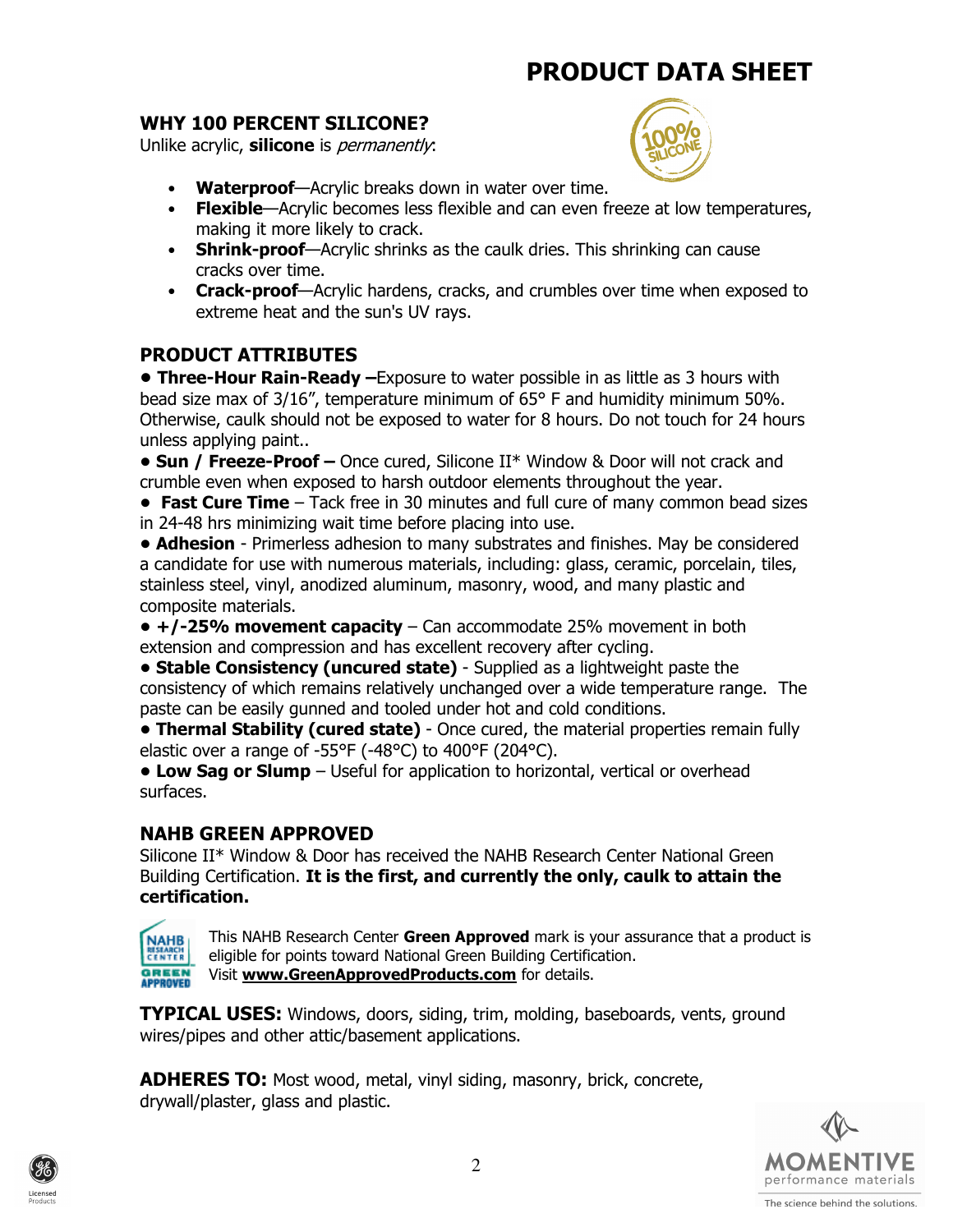# PRODUCT DATA SHEET

## WHY 100 PERCENT SILICONE?

Unlike acrylic, **silicone** is *permanently*:

- **Waterproof**—Acrylic breaks down in water over time.
- **Flexible**—Acrylic becomes less flexible and can even freeze at low temperatures, making it more likely to crack.
- **Shrink-proof**—Acrylic shrinks as the caulk dries. This shrinking can cause cracks over time.
- **Crack-proof**—Acrylic hardens, cracks, and crumbles over time when exposed to extreme heat and the sun's UV rays.

## PRODUCT ATTRIBUTES

• **Three-Hour Rain-Ready –** Exposure to water possible in as little as 3 hours with bead size max of 3/16", temperature minimum of 65° F and humidity minimum 50%. Otherwise, caulk should not be exposed to water for 8 hours. Do not touch for 24 hours unless applying paint..

• **Sun / Freeze-Proof –** Once cured, Silicone II* Window & Door will not crack and crumble even when exposed to harsh outdoor elements throughout the year.

• **Fast Cure Time** – Tack free in 30 minutes and full cure of many common bead sizes in 24-48 hrs minimizing wait time before placing into use.

• **Adhesion** - Primerless adhesion to many substrates and finishes. May be considered a candidate for use with numerous materials, including: glass, ceramic, porcelain, tiles, stainless steel, vinyl, anodized aluminum, masonry, wood, and many plastic and composite materials.

• **+/-25% movement capacity** – Can accommodate 25% movement in both extension and compression and has excellent recovery after cycling.

• **Stable Consistency (uncured state)** - Supplied as a lightweight paste the consistency of which remains relatively unchanged over a wide temperature range. The paste can be easily gunned and tooled under hot and cold conditions.

• **Thermal Stability (cured state)** - Once cured, the material properties remain fully elastic over a range of -55°F (-48°C) to 400°F (204°C).

• **Low Sag or Slump** – Useful for application to horizontal, vertical or overhead surfaces.

## NAHB GREEN APPROVED

Silicone II* Window & Door has received the NAHB Research Center National Green Building Certification. **It is the first, and currently the only, caulk to attain the certification.**

This NAHB Research Center **Green Approved** mark is your assurance that a product is eligible for points toward National Green Building Certification. Visit **www.GreenApprovedProducts.com** for details.

**TYPICAL USES:** Windows, doors, siding, trim, molding, baseboards, vents, ground wires/pipes and other attic/basement applications.

**ADHERES TO:** Most wood, metal, vinyl siding, masonry, brick, concrete, drywall/plaster, glass and plastic.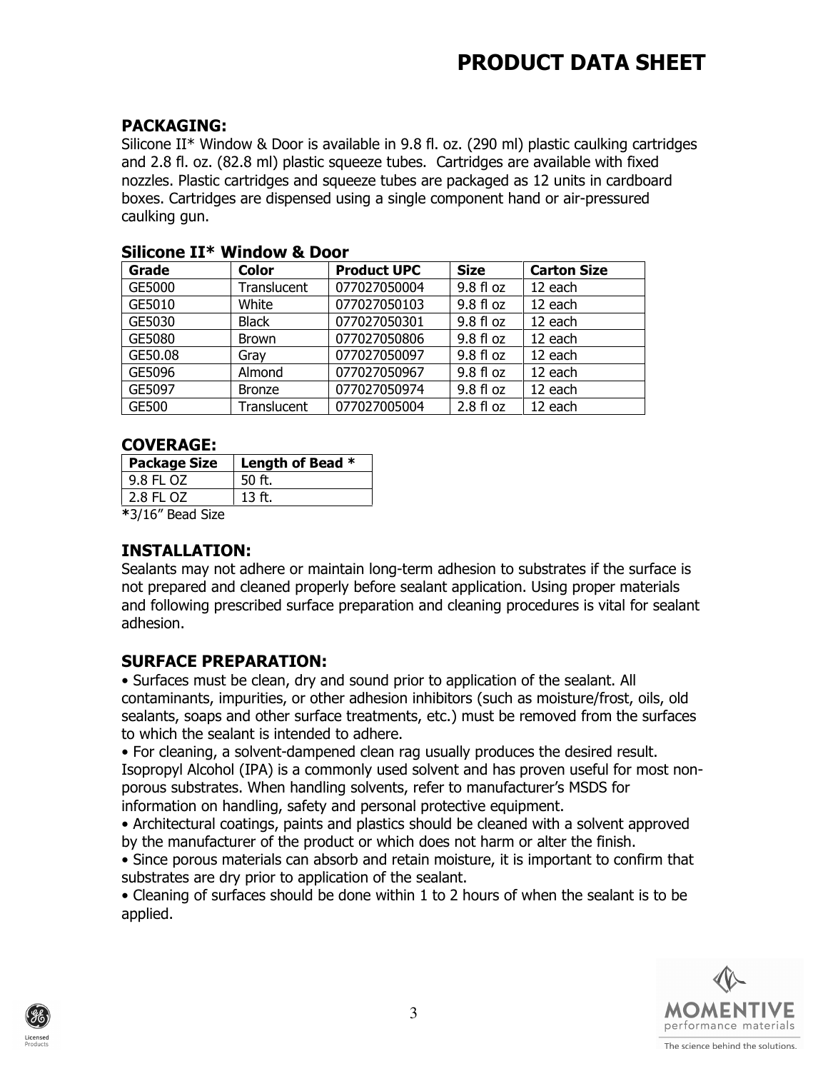# PRODUCT DATA SHEET

## PACKAGING:

Silicone II* Window & Door is available in 9.8 fl. oz. (290 ml) plastic caulking cartridges and 2.8 fl. oz. (82.8 ml) plastic squeeze tubes. Cartridges are available with fixed nozzles. Plastic cartridges and squeeze tubes are packaged as 12 units in cardboard boxes. Cartridges are dispensed using a single component hand or air-pressured caulking gun.

### Silicone II* Window & Door

| Grade | Color | Product UPC | Size | Carton Size |
|---|---|---|---|---|
| GE5000 | Translucent | 077027050004 | 9.8 fl oz | 12 each |
| GE5010 | White | 077027050103 | 9.8 fl oz | 12 each |
| GE5030 | Black | 077027050301 | 9.8 fl oz | 12 each |
| GE5080 | Brown | 077027050806 | 9.8 fl oz | 12 each |
| GE50.08 | Gray | 077027050097 | 9.8 fl oz | 12 each |
| GE5096 | Almond | 077027050967 | 9.8 fl oz | 12 each |
| GE5097 | Bronze | 077027050974 | 9.8 fl oz | 12 each |
| GE500 | Translucent | 077027005004 | 2.8 fl oz | 12 each |

## COVERAGE:

| Package Size | Length of Bead * |
|---|---|
| 9.8 FL OZ | 50 ft. |
| 2.8 FL OZ | 13 ft. |

**\***3/16" Bead Size

## INSTALLATION:

Sealants may not adhere or maintain long-term adhesion to substrates if the surface is not prepared and cleaned properly before sealant application. Using proper materials and following prescribed surface preparation and cleaning procedures is vital for sealant adhesion.

## SURFACE PREPARATION:

- Surfaces must be clean, dry and sound prior to application of the sealant. All contaminants, impurities, or other adhesion inhibitors (such as moisture/frost, oils, old sealants, soaps and other surface treatments, etc.) must be removed from the surfaces to which the sealant is intended to adhere.
- For cleaning, a solvent-dampened clean rag usually produces the desired result. Isopropyl Alcohol (IPA) is a commonly used solvent and has proven useful for most non-porous substrates. When handling solvents, refer to manufacturer's MSDS for information on handling, safety and personal protective equipment.
- Architectural coatings, paints and plastics should be cleaned with a solvent approved by the manufacturer of the product or which does not harm or alter the finish.
- Since porous materials can absorb and retain moisture, it is important to confirm that substrates are dry prior to application of the sealant.
- Cleaning of surfaces should be done within 1 to 2 hours of when the sealant is to be applied.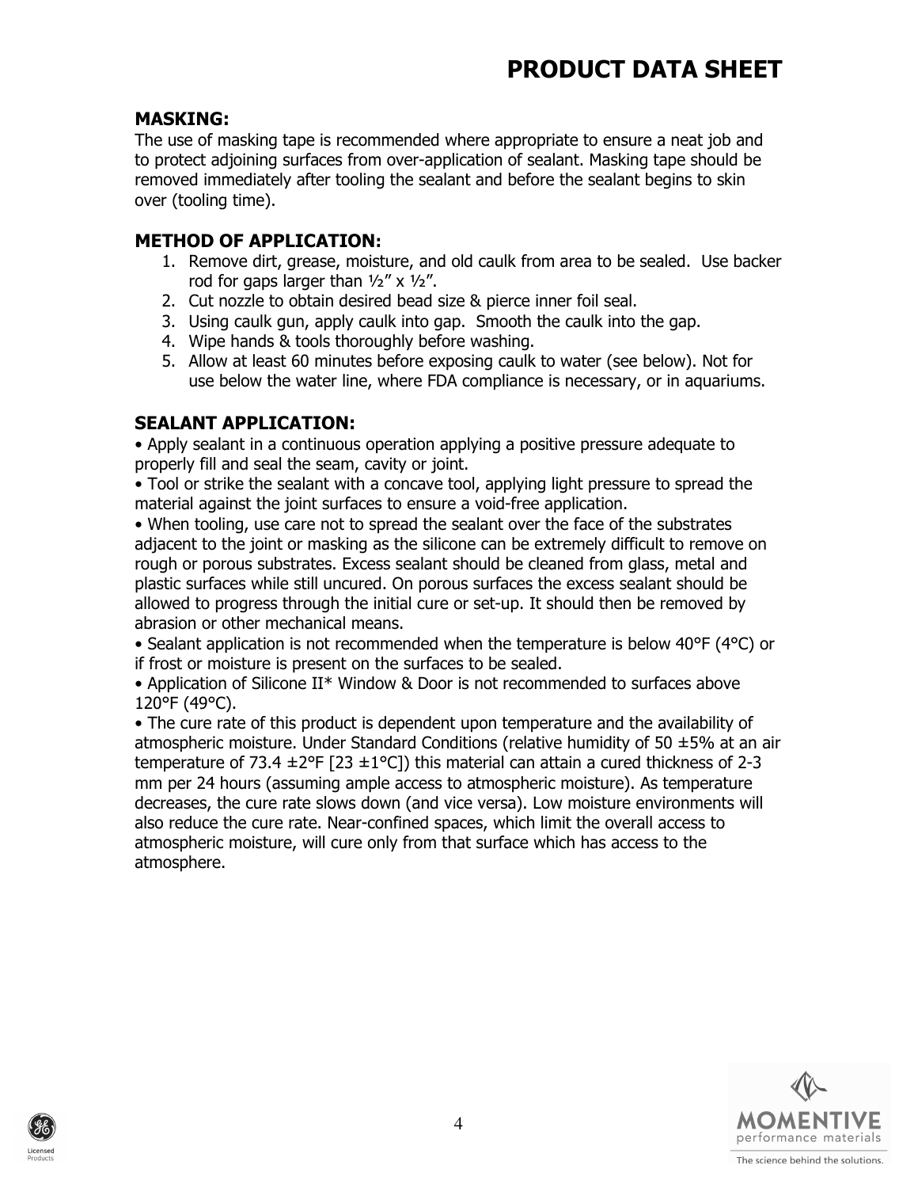## MASKING:

The use of masking tape is recommended where appropriate to ensure a neat job and to protect adjoining surfaces from over-application of sealant. Masking tape should be removed immediately after tooling the sealant and before the sealant begins to skin over (tooling time).

## METHOD OF APPLICATION:

1. Remove dirt, grease, moisture, and old caulk from area to be sealed. Use backer rod for gaps larger than ½” x ½”.
2. Cut nozzle to obtain desired bead size & pierce inner foil seal.
3. Using caulk gun, apply caulk into gap. Smooth the caulk into the gap.
4. Wipe hands & tools thoroughly before washing.
5. Allow at least 60 minutes before exposing caulk to water (see below). Not for use below the water line, where FDA compliance is necessary, or in aquariums.

## SEALANT APPLICATION:

- Apply sealant in a continuous operation applying a positive pressure adequate to properly fill and seal the seam, cavity or joint.
- Tool or strike the sealant with a concave tool, applying light pressure to spread the material against the joint surfaces to ensure a void-free application.
- When tooling, use care not to spread the sealant over the face of the substrates adjacent to the joint or masking as the silicone can be extremely difficult to remove on rough or porous substrates. Excess sealant should be cleaned from glass, metal and plastic surfaces while still uncured. On porous surfaces the excess sealant should be allowed to progress through the initial cure or set-up. It should then be removed by abrasion or other mechanical means.
- Sealant application is not recommended when the temperature is below 40°F (4°C) or if frost or moisture is present on the surfaces to be sealed.
- Application of Silicone II* Window & Door is not recommended to surfaces above 120°F (49°C).
- The cure rate of this product is dependent upon temperature and the availability of atmospheric moisture. Under Standard Conditions (relative humidity of 50 ±5% at an air temperature of 73.4 ±2°F [23 ±1°C]) this material can attain a cured thickness of 2-3 mm per 24 hours (assuming ample access to atmospheric moisture). As temperature decreases, the cure rate slows down (and vice versa). Low moisture environments will also reduce the cure rate. Near-confined spaces, which limit the overall access to atmospheric moisture, will cure only from that surface which has access to the atmosphere.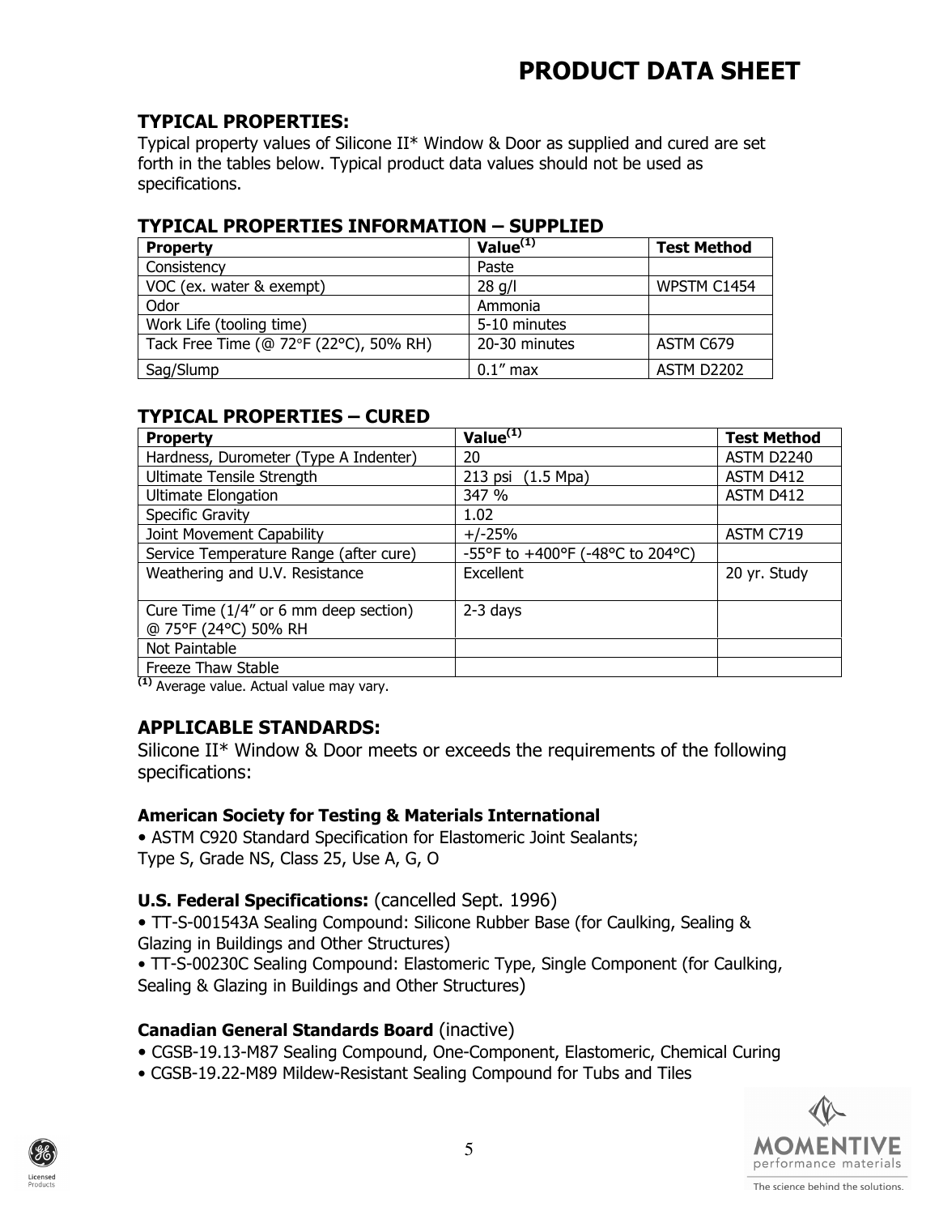# PRODUCT DATA SHEET

## TYPICAL PROPERTIES:

Typical property values of Silicone II* Window & Door as supplied and cured are set forth in the tables below. Typical product data values should not be used as specifications.

### TYPICAL PROPERTIES INFORMATION – SUPPLIED

| Property | Value[1] | Test Method |
|---|---|---|
| Consistency | Paste | |
| VOC (ex. water & exempt) | 28 g/l | WPSTM C1454 |
| Odor | Ammonia | |
| Work Life (tooling time) | 5-10 minutes | |
| Tack Free Time (@ 72°F (22°C), 50% RH) | 20-30 minutes | ASTM C679 |
| Sag/Slump | 0.1" max | ASTM D2202 |

### TYPICAL PROPERTIES – CURED

| Property | Value[1] | Test Method |
|---|---|---|
| Hardness, Durometer (Type A Indenter) | 20 | ASTM D2240 |
| Ultimate Tensile Strength | 213 psi (1.5 Mpa) | ASTM D412 |
| Ultimate Elongation | 347 % | ASTM D412 |
| Specific Gravity | 1.02 | |
| Joint Movement Capability | +/-25% | ASTM C719 |
| Service Temperature Range (after cure) | -55°F to +400°F (-48°C to 204°C) | |
| Weathering and U.V. Resistance | Excellent | 20 yr. Study |
| Cure Time (1/4" or 6 mm deep section) @ 75°F (24°C) 50% RH | 2-3 days | |
| Not Paintable | | |
| Freeze Thaw Stable | | |

[1] Average value. Actual value may vary.

## APPLICABLE STANDARDS:

Silicone II* Window & Door meets or exceeds the requirements of the following specifications:

**American Society for Testing & Materials International**

- ASTM C920 Standard Specification for Elastomeric Joint Sealants; Type S, Grade NS, Class 25, Use A, G, O

**U.S. Federal Specifications:** (cancelled Sept. 1996)

- TT-S-001543A Sealing Compound: Silicone Rubber Base (for Caulking, Sealing & Glazing in Buildings and Other Structures)
- TT-S-00230C Sealing Compound: Elastomeric Type, Single Component (for Caulking, Sealing & Glazing in Buildings and Other Structures)

**Canadian General Standards Board** (inactive)

- CGSB-19.13-M87 Sealing Compound, One-Component, Elastomeric, Chemical Curing
- CGSB-19.22-M89 Mildew-Resistant Sealing Compound for Tubs and Tiles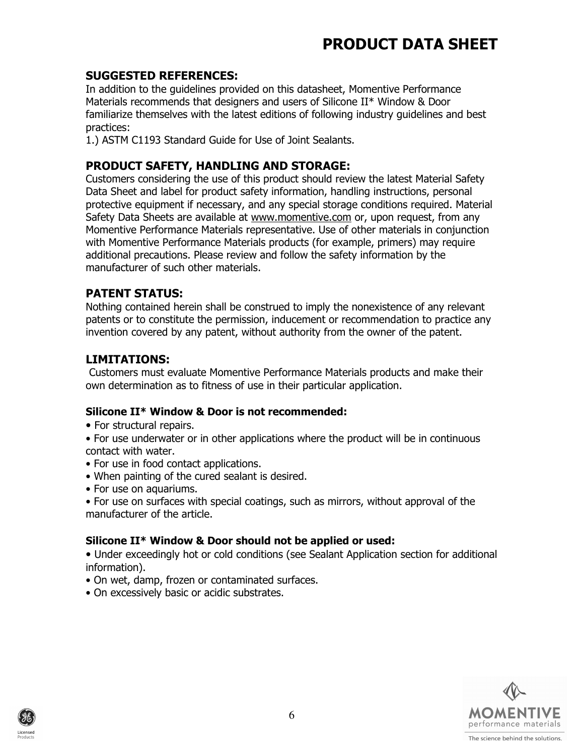# PRODUCT DATA SHEET

## SUGGESTED REFERENCES:

In addition to the guidelines provided on this datasheet, Momentive Performance Materials recommends that designers and users of Silicone II* Window & Door familiarize themselves with the latest editions of following industry guidelines and best practices:

1.) ASTM C1193 Standard Guide for Use of Joint Sealants.

## PRODUCT SAFETY, HANDLING AND STORAGE:

Customers considering the use of this product should review the latest Material Safety Data Sheet and label for product safety information, handling instructions, personal protective equipment if necessary, and any special storage conditions required. Material Safety Data Sheets are available at www.momentive.com or, upon request, from any Momentive Performance Materials representative. Use of other materials in conjunction with Momentive Performance Materials products (for example, primers) may require additional precautions. Please review and follow the safety information by the manufacturer of such other materials.

## PATENT STATUS:

Nothing contained herein shall be construed to imply the nonexistence of any relevant patents or to constitute the permission, inducement or recommendation to practice any invention covered by any patent, without authority from the owner of the patent.

## LIMITATIONS:

Customers must evaluate Momentive Performance Materials products and make their own determination as to fitness of use in their particular application.

**Silicone II* Window & Door is not recommended:**

- For structural repairs.
- For use underwater or in other applications where the product will be in continuous contact with water.
- For use in food contact applications.
- When painting of the cured sealant is desired.
- For use on aquariums.
- For use on surfaces with special coatings, such as mirrors, without approval of the manufacturer of the article.

**Silicone II* Window & Door should not be applied or used:**

- Under exceedingly hot or cold conditions (see Sealant Application section for additional information).
- On wet, damp, frozen or contaminated surfaces.
- On excessively basic or acidic substrates.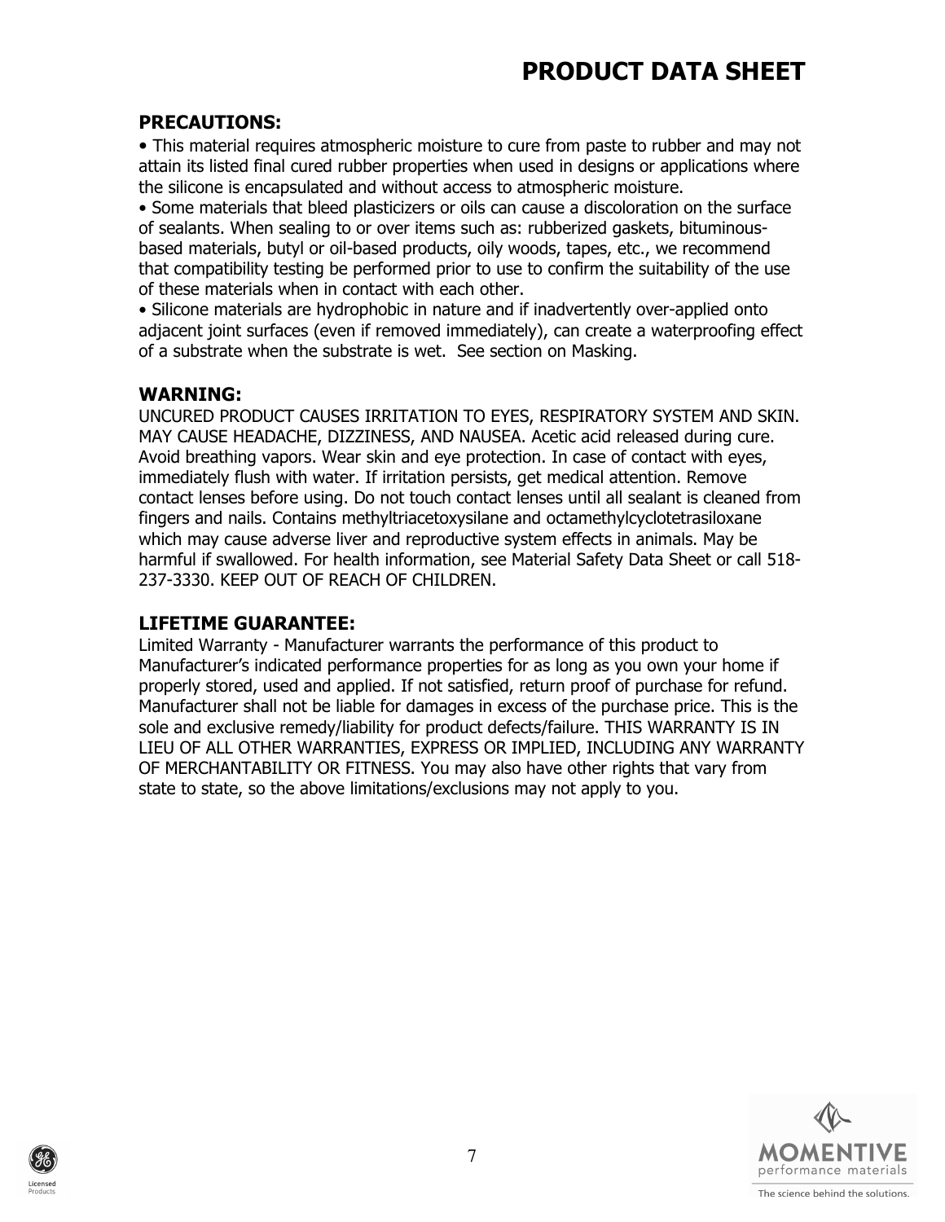## PRECAUTIONS:

- This material requires atmospheric moisture to cure from paste to rubber and may not attain its listed final cured rubber properties when used in designs or applications where the silicone is encapsulated and without access to atmospheric moisture.
- Some materials that bleed plasticizers or oils can cause a discoloration on the surface of sealants. When sealing to or over items such as: rubberized gaskets, bituminous-based materials, butyl or oil-based products, oily woods, tapes, etc., we recommend that compatibility testing be performed prior to use to confirm the suitability of the use of these materials when in contact with each other.
- Silicone materials are hydrophobic in nature and if inadvertently over-applied onto adjacent joint surfaces (even if removed immediately), can create a waterproofing effect of a substrate when the substrate is wet. See section on Masking.

## WARNING:

UNCURED PRODUCT CAUSES IRRITATION TO EYES, RESPIRATORY SYSTEM AND SKIN. MAY CAUSE HEADACHE, DIZZINESS, AND NAUSEA. Acetic acid released during cure. Avoid breathing vapors. Wear skin and eye protection. In case of contact with eyes, immediately flush with water. If irritation persists, get medical attention. Remove contact lenses before using. Do not touch contact lenses until all sealant is cleaned from fingers and nails. Contains methyltriacetoxysilane and octamethylcyclotetrasiloxane which may cause adverse liver and reproductive system effects in animals. May be harmful if swallowed. For health information, see Material Safety Data Sheet or call 518-237-3330. KEEP OUT OF REACH OF CHILDREN.

## LIFETIME GUARANTEE:

Limited Warranty - Manufacturer warrants the performance of this product to Manufacturer's indicated performance properties for as long as you own your home if properly stored, used and applied. If not satisfied, return proof of purchase for refund. Manufacturer shall not be liable for damages in excess of the purchase price. This is the sole and exclusive remedy/liability for product defects/failure. THIS WARRANTY IS IN LIEU OF ALL OTHER WARRANTIES, EXPRESS OR IMPLIED, INCLUDING ANY WARRANTY OF MERCHANTABILITY OR FITNESS. You may also have other rights that vary from state to state, so the above limitations/exclusions may not apply to you.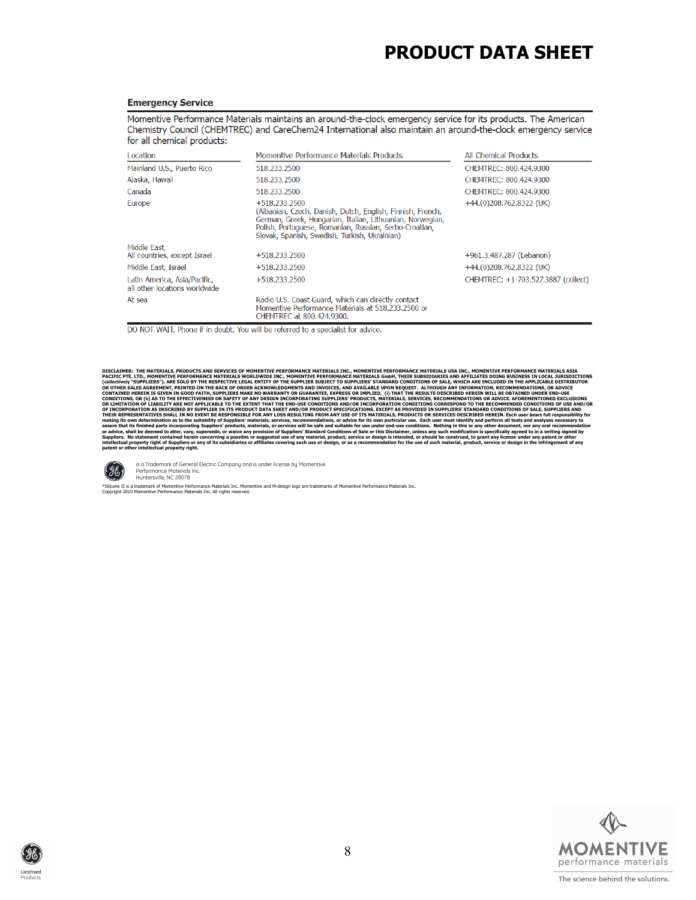# PRODUCT DATA SHEET

## Emergency Service

Momentive Performance Materials maintains an around-the-clock emergency service for its products. The American Chemistry Council (CHEMTREC) and CareChem24 International also maintain an around-the-clock emergency service for all chemical products:

| Location | Momentive Performance Materials Products | All Chemical Products |
|---|---|---|
| Mainland U.S., Puerto Rico | 518.233.2500 | CHEMTREC: 800.424.9300 |
| Alaska, Hawaii | 518.233.2500 | CHEMTREC: 800.424.9300 |
| Canada | 518.233.2500 | CHEMTREC: 800.424.9300 |
| Europe | +518.233.2500 (Albanian, Czech, Danish, Dutch, English, Finnish, French, German, Greek, Hungarian, Italian, Lithuanian, Norwegian, Polish, Portuguese, Romanian, Russian, Serbo-Croatian, Slovak, Spanish, Swedish, Turkish, Ukrainian) | +44.(0)208.762.8322 (UK) |
| Middle East, All countries, except Israel | +518.233.2500 | +961.3.487.287 (Lebanon) |
| Middle East, Israel | +518.233.2500 | +44.(0)208.762.8322 (UK) |
| Latin America, Asia/Pacific, all other locations worldwide | +518.233.2500 | CHEMTREC: +1-703.527.3887 (collect) |
| At sea | Radio U.S. Coast Guard, which can directly contact Momentive Performance Materials at 518.233.2500 or CHEMTREC at 800.424.9300. | |

DO NOT WAIT. Phone if in doubt. You will be referred to a specialist for advice.

**DISCLAIMER: THE MATERIALS, PRODUCTS AND SERVICES OF MOMENTIVE PERFORMANCE MATERIALS INC., MOMENTIVE PERFORMANCE MATERIALS USA INC., MOMENTIVE PERFORMANCE MATERIALS ASIA PACIFIC PTE. LTD., MOMENTIVE PERFORMANCE MATERIALS WORLDWIDE INC., MOMENTIVE PERFORMANCE MATERIALS GmbH, THEIR SUBSIDIARIES AND AFFILIATES DOING BUSINESS IN LOCAL JURISDICTIONS (collectively "SUPPLIERS"), ARE SOLD BY THE RESPECTIVE LEGAL ENTITY OF THE SUPPLIER SUBJECT TO SUPPLIERS' STANDARD CONDITIONS OF SALE, WHICH ARE INCLUDED IN THE APPLICABLE DISTRIBUTOR OR OTHER SALES AGREEMENT, PRINTED ON THE BACK OF ORDER ACKNOWLEDGMENTS AND INVOICES, AND AVAILABLE UPON REQUEST. ALTHOUGH ANY INFORMATION, RECOMMENDATIONS, OR ADVICE CONTAINED HEREIN IS GIVEN IN GOOD FAITH, SUPPLIERS MAKE NO WARRANTY OR GUARANTEE, EXPRESS OR IMPLIED, (i) THAT THE RESULTS DESCRIBED HEREIN WILL BE OBTAINED UNDER END-USE CONDITIONS, OR (ii) AS TO THE EFFECTIVENESS OR SAFETY OF ANY DESIGN INCORPORATING SUPPLIERS' PRODUCTS, MATERIALS, SERVICES, RECOMMENDATIONS OR ADVICE. AFOREMENTIONED EXCLUSIONS OR LIMITATION OF LIABILITY ARE NOT APPLICABLE TO THE EXTENT THAT THE END-USE CONDITIONS AND/OR INCORPORATION CONDITIONS CORRESPOND TO THE RECOMMENDED CONDITIONS OF USE AND/OR OF INCORPORATION AS DESCRIBED BY SUPPLIER IN ITS PRODUCT DATA SHEET AND/OR PRODUCT SPECIFICATIONS. EXCEPT AS PROVIDED IN SUPPLIERS' STANDARD CONDITIONS OF SALE, SUPPLIERS AND THEIR REPRESENTATIVES SHALL IN NO EVENT BE RESPONSIBLE FOR ANY LOSS RESULTING FROM ANY USE OF ITS MATERIALS, PRODUCTS OR SERVICES DESCRIBED HEREIN. Each user bears full responsibility for making its own determination as to the suitability of Suppliers' materials, services, recommendations, or advice for its own particular use. Each user must identify and perform all tests and analyses necessary to assure that its finished parts incorporating Suppliers' products, materials, or services will be safe and suitable for use under end-use conditions. Nothing in this or any other document, nor any oral recommendation or advice, shall be deemed to alter, vary, supersede, or waive any provision of Suppliers' Standard Conditions of Sale or this Disclaimer, unless any such modification is specifically agreed to in a writing signed by Suppliers. No statement contained herein concerning a possible or suggested use of any material, product, service or design is intended, or should be construed, to grant any license under any patent or other intellectual property right of Suppliers or any of its subsidiaries or affiliates covering such use or design, or as a recommendation for the use of such material, product, service or design in the infringement of any patent or other intellectual property right.**

is a Trademark of General Electric Company and is under license by Momentive Performance Materials Inc.
Huntersville, NC 28078

*Silicone II is a trademark of Momentive Performance Materials Inc. Momentive and M-design logo are trademarks of Momentive Performance Materials Inc.
Copyright 2010 Momentive Performance Materials Inc. All rights reserved.

Licensed Products

MOMENTIVE performance materials

The science behind the solutions.